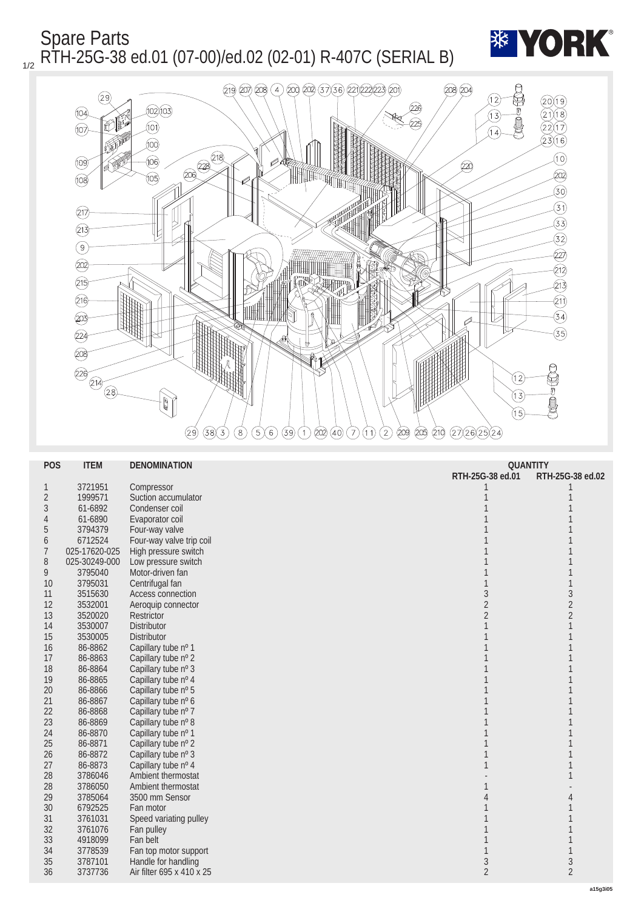# Spare Parts

## RTH-25G-38 ed.01 (07-00)/ed.02 (02-01) R-407C (SERIAL B)

| POS | ITEM | DENOMINATION | QUANTITY RTH-25G-38 ed.01 | QUANTITY RTH-25G-38 ed.02 |
|---|---|---|---|---|
| 1 | 3721951 | Compressor | 1 | 1 |
| 2 | 1999571 | Suction accumulator | 1 | 1 |
| 3 | 61-6892 | Condenser coil | 1 | 1 |
| 4 | 61-6890 | Evaporator coil | 1 | 1 |
| 5 | 3794379 | Four-way valve | 1 | 1 |
| 6 | 6712524 | Four-way valve trip coil | 1 | 1 |
| 7 | 025-17620-025 | High pressure switch | 1 | 1 |
| 8 | 025-30249-000 | Low pressure switch | 1 | 1 |
| 9 | 3795040 | Motor-driven fan | 1 | 1 |
| 10 | 3795031 | Centrifugal fan | 1 | 1 |
| 11 | 3515630 | Access connection | 3 | 3 |
| 12 | 3532001 | Aeroquip connector | 2 | 2 |
| 13 | 3520020 | Restrictor | 2 | 2 |
| 14 | 3530007 | Distributor | 1 | 1 |
| 15 | 3530005 | Distributor | 1 | 1 |
| 16 | 86-8862 | Capillary tube nº 1 | 1 | 1 |
| 17 | 86-8863 | Capillary tube nº 2 | 1 | 1 |
| 18 | 86-8864 | Capillary tube nº 3 | 1 | 1 |
| 19 | 86-8865 | Capillary tube nº 4 | 1 | 1 |
| 20 | 86-8866 | Capillary tube nº 5 | 1 | 1 |
| 21 | 86-8867 | Capillary tube nº 6 | 1 | 1 |
| 22 | 86-8868 | Capillary tube nº 7 | 1 | 1 |
| 23 | 86-8869 | Capillary tube nº 8 | 1 | 1 |
| 24 | 86-8870 | Capillary tube nº 1 | 1 | 1 |
| 25 | 86-8871 | Capillary tube nº 2 | 1 | 1 |
| 26 | 86-8872 | Capillary tube nº 3 | 1 | 1 |
| 27 | 86-8873 | Capillary tube nº 4 | 1 | 1 |
| 28 | 3786046 | Ambient thermostat | - | 1 |
| 28 | 3786050 | Ambient thermostat | 1 | - |
| 29 | 3785064 | 3500 mm Sensor | 4 | 4 |
| 30 | 6792525 | Fan motor | 1 | 1 |
| 31 | 3761031 | Speed variating pulley | 1 | 1 |
| 32 | 3761076 | Fan pulley | 1 | 1 |
| 33 | 4918099 | Fan belt | 1 | 1 |
| 34 | 3778539 | Fan top motor support | 1 | 1 |
| 35 | 3787101 | Handle for handling | 3 | 3 |
| 36 | 3737736 | Air filter 695 x 410 x 25 | 2 | 2 |

a15g3i05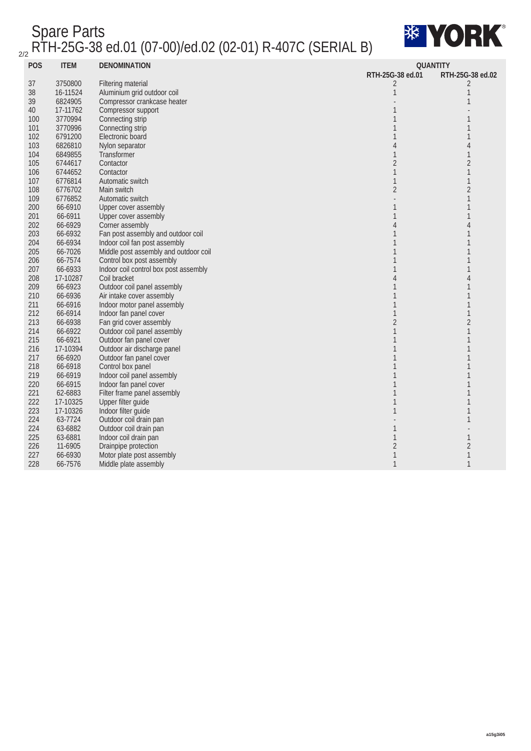# Spare Parts

## RTH-25G-38 ed.01 (07-00)/ed.02 (02-01) R-407C (SERIAL B)

| POS | ITEM | DENOMINATION | QUANTITY | |
|---|---|---|---|---|
| | | | RTH-25G-38 ed.01 | RTH-25G-38 ed.02 |
| 37 | 3750800 | Filtering material | 2 | 2 |
| 38 | 16-11524 | Aluminium grid outdoor coil | 1 | 1 |
| 39 | 6824905 | Compressor crankcase heater | - | 1 |
| 40 | 17-11762 | Compressor support | 1 | - |
| 100 | 3770994 | Connecting strip | 1 | 1 |
| 101 | 3770996 | Connecting strip | 1 | 1 |
| 102 | 6791200 | Electronic board | 1 | 1 |
| 103 | 6826810 | Nylon separator | 4 | 4 |
| 104 | 6849855 | Transformer | 1 | 1 |
| 105 | 6744617 | Contactor | 2 | 2 |
| 106 | 6744652 | Contactor | 1 | 1 |
| 107 | 6776814 | Automatic switch | 1 | 1 |
| 108 | 6776702 | Main switch | 2 | 2 |
| 109 | 6776852 | Automatic switch | - | 1 |
| 200 | 66-6910 | Upper cover assembly | 1 | 1 |
| 201 | 66-6911 | Upper cover assembly | 1 | 1 |
| 202 | 66-6929 | Corner assembly | 4 | 4 |
| 203 | 66-6932 | Fan post assembly and outdoor coil | 1 | 1 |
| 204 | 66-6934 | Indoor coil fan post assembly | 1 | 1 |
| 205 | 66-7026 | Middle post assembly and outdoor coil | 1 | 1 |
| 206 | 66-7574 | Control box post assembly | 1 | 1 |
| 207 | 66-6933 | Indoor coil control box post assembly | 1 | 1 |
| 208 | 17-10287 | Coil bracket | 4 | 4 |
| 209 | 66-6923 | Outdoor coil panel assembly | 1 | 1 |
| 210 | 66-6936 | Air intake cover assembly | 1 | 1 |
| 211 | 66-6916 | Indoor motor panel assembly | 1 | 1 |
| 212 | 66-6914 | Indoor fan panel cover | 1 | 1 |
| 213 | 66-6938 | Fan grid cover assembly | 2 | 2 |
| 214 | 66-6922 | Outdoor coil panel assembly | 1 | 1 |
| 215 | 66-6921 | Outdoor fan panel cover | 1 | 1 |
| 216 | 17-10394 | Outdoor air discharge panel | 1 | 1 |
| 217 | 66-6920 | Outdoor fan panel cover | 1 | 1 |
| 218 | 66-6918 | Control box panel | 1 | 1 |
| 219 | 66-6919 | Indoor coil panel assembly | 1 | 1 |
| 220 | 66-6915 | Indoor fan panel cover | 1 | 1 |
| 221 | 62-6883 | Filter frame panel assembly | 1 | 1 |
| 222 | 17-10325 | Upper filter guide | 1 | 1 |
| 223 | 17-10326 | Indoor filter guide | 1 | 1 |
| 224 | 63-7724 | Outdoor coil drain pan | - | 1 |
| 224 | 63-6882 | Outdoor coil drain pan | 1 | - |
| 225 | 63-6881 | Indoor coil drain pan | 1 | 1 |
| 226 | 11-6905 | Drainpipe protection | 2 | 2 |
| 227 | 66-6930 | Motor plate post assembly | 1 | 1 |
| 228 | 66-7576 | Middle plate assembly | 1 | 1 |

a15g3i05